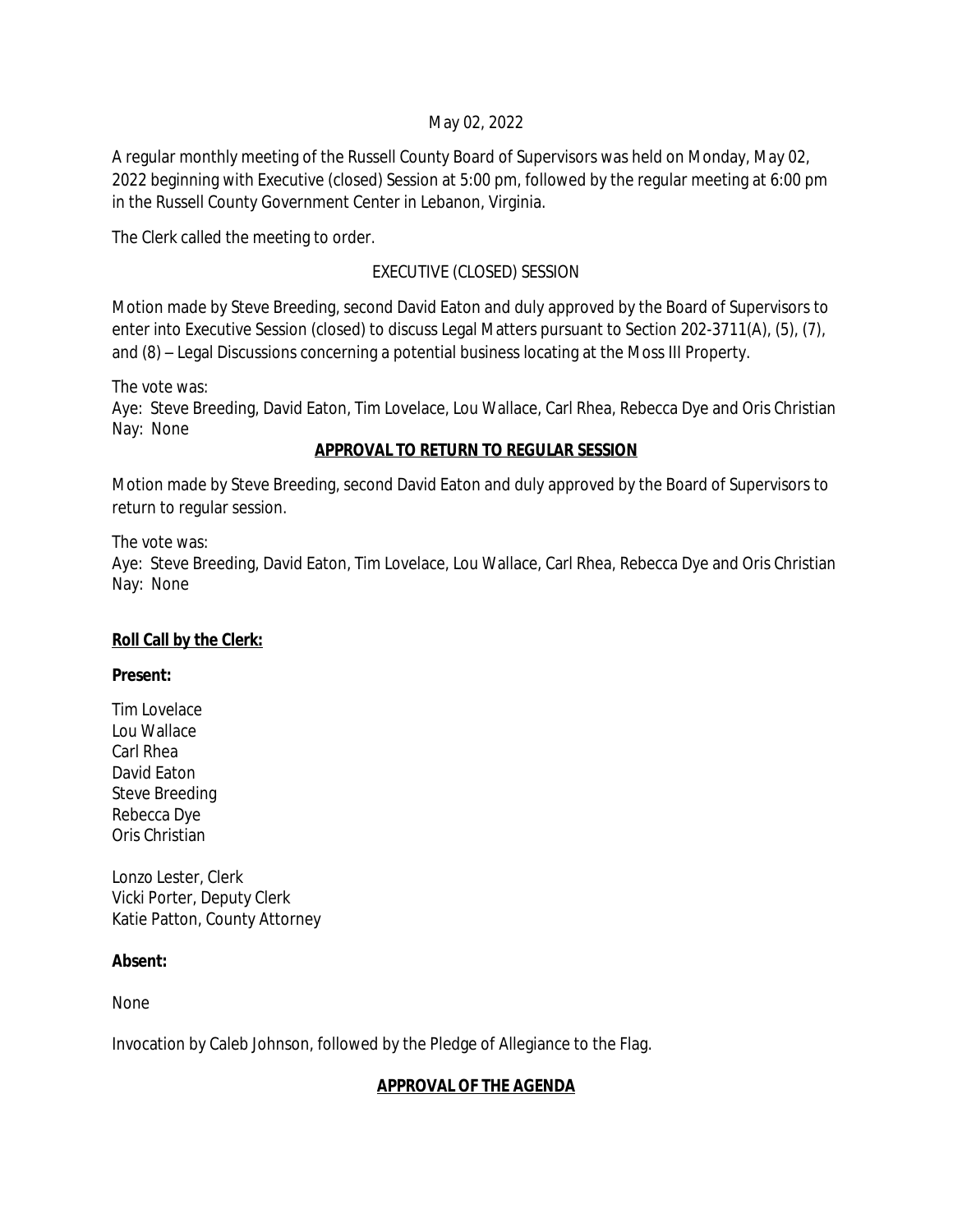May 02, 2022

A regular monthly meeting of the Russell County Board of Supervisors was held on Monday, May 02, 2022 beginning with Executive (closed) Session at 5:00 pm, followed by the regular meeting at 6:00 pm in the Russell County Government Center in Lebanon, Virginia.

The Clerk called the meeting to order.

EXECUTIVE (CLOSED) SESSION

Motion made by Steve Breeding, second David Eaton and duly approved by the Board of Supervisors to enter into Executive Session (closed) to discuss Legal Matters pursuant to Section 202-3711(A), (5), (7), and (8) – Legal Discussions concerning a potential business locating at the Moss III Property.

The vote was:
Aye: Steve Breeding, David Eaton, Tim Lovelace, Lou Wallace, Carl Rhea, Rebecca Dye and Oris Christian
Nay: None

**APPROVAL TO RETURN TO REGULAR SESSION**

Motion made by Steve Breeding, second David Eaton and duly approved by the Board of Supervisors to return to regular session.

The vote was:
Aye: Steve Breeding, David Eaton, Tim Lovelace, Lou Wallace, Carl Rhea, Rebecca Dye and Oris Christian
Nay: None

**Roll Call by the Clerk:**

**Present:**

Tim Lovelace
Lou Wallace
Carl Rhea
David Eaton
Steve Breeding
Rebecca Dye
Oris Christian

Lonzo Lester, Clerk
Vicki Porter, Deputy Clerk
Katie Patton, County Attorney

**Absent:**

None

Invocation by Caleb Johnson, followed by the Pledge of Allegiance to the Flag.

**APPROVAL OF THE AGENDA**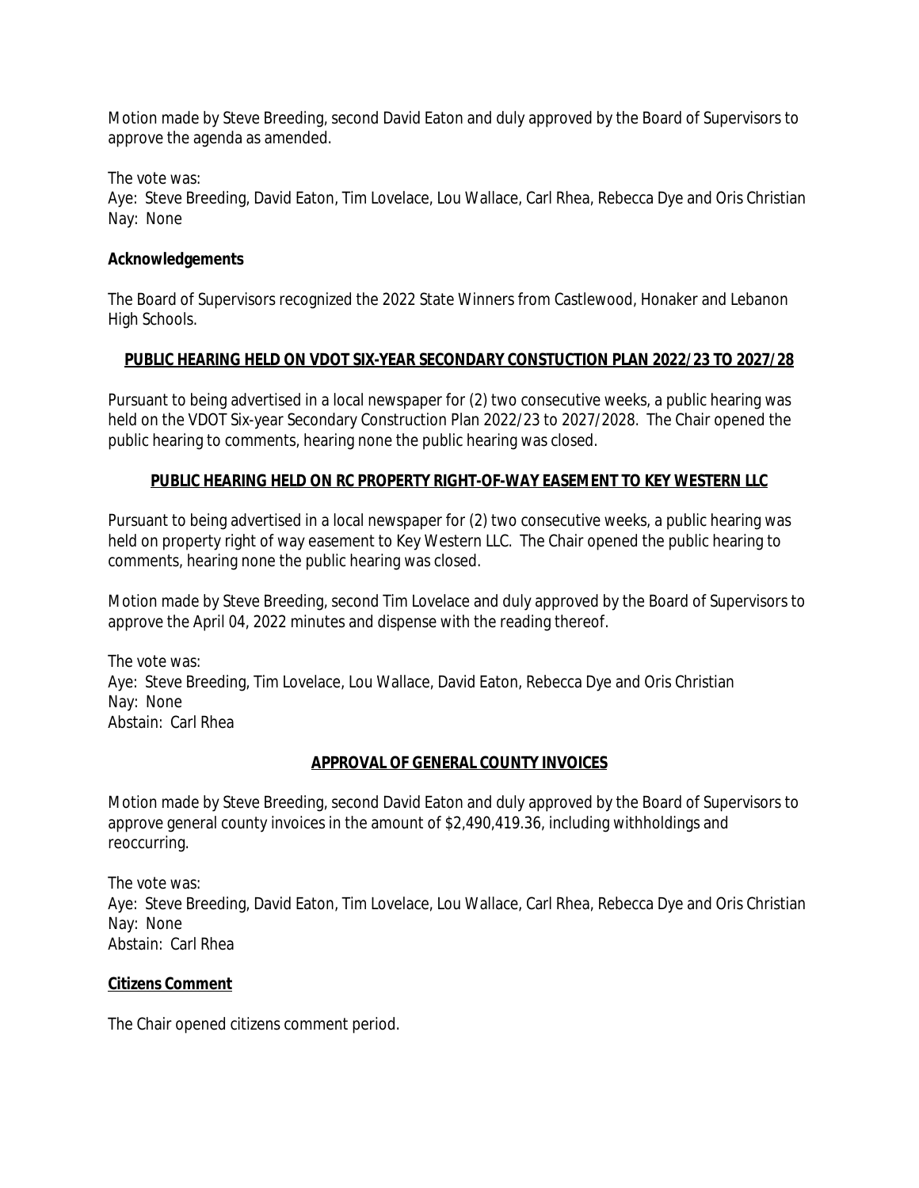Motion made by Steve Breeding, second David Eaton and duly approved by the Board of Supervisors to approve the agenda as amended.

The vote was:
Aye: Steve Breeding, David Eaton, Tim Lovelace, Lou Wallace, Carl Rhea, Rebecca Dye and Oris Christian
Nay: None

**Acknowledgements**

The Board of Supervisors recognized the 2022 State Winners from Castlewood, Honaker and Lebanon High Schools.

**PUBLIC HEARING HELD ON VDOT SIX-YEAR SECONDARY CONSTUCTION PLAN 2022/23 TO 2027/28**

Pursuant to being advertised in a local newspaper for (2) two consecutive weeks, a public hearing was held on the VDOT Six-year Secondary Construction Plan 2022/23 to 2027/2028. The Chair opened the public hearing to comments, hearing none the public hearing was closed.

**PUBLIC HEARING HELD ON RC PROPERTY RIGHT-OF-WAY EASEMENT TO KEY WESTERN LLC**

Pursuant to being advertised in a local newspaper for (2) two consecutive weeks, a public hearing was held on property right of way easement to Key Western LLC. The Chair opened the public hearing to comments, hearing none the public hearing was closed.

Motion made by Steve Breeding, second Tim Lovelace and duly approved by the Board of Supervisors to approve the April 04, 2022 minutes and dispense with the reading thereof.

The vote was:
Aye: Steve Breeding, Tim Lovelace, Lou Wallace, David Eaton, Rebecca Dye and Oris Christian
Nay: None
Abstain: Carl Rhea

**APPROVAL OF GENERAL COUNTY INVOICES**

Motion made by Steve Breeding, second David Eaton and duly approved by the Board of Supervisors to approve general county invoices in the amount of $2,490,419.36, including withholdings and reoccurring.

The vote was:
Aye: Steve Breeding, David Eaton, Tim Lovelace, Lou Wallace, Carl Rhea, Rebecca Dye and Oris Christian
Nay: None
Abstain: Carl Rhea

**Citizens Comment**

The Chair opened citizens comment period.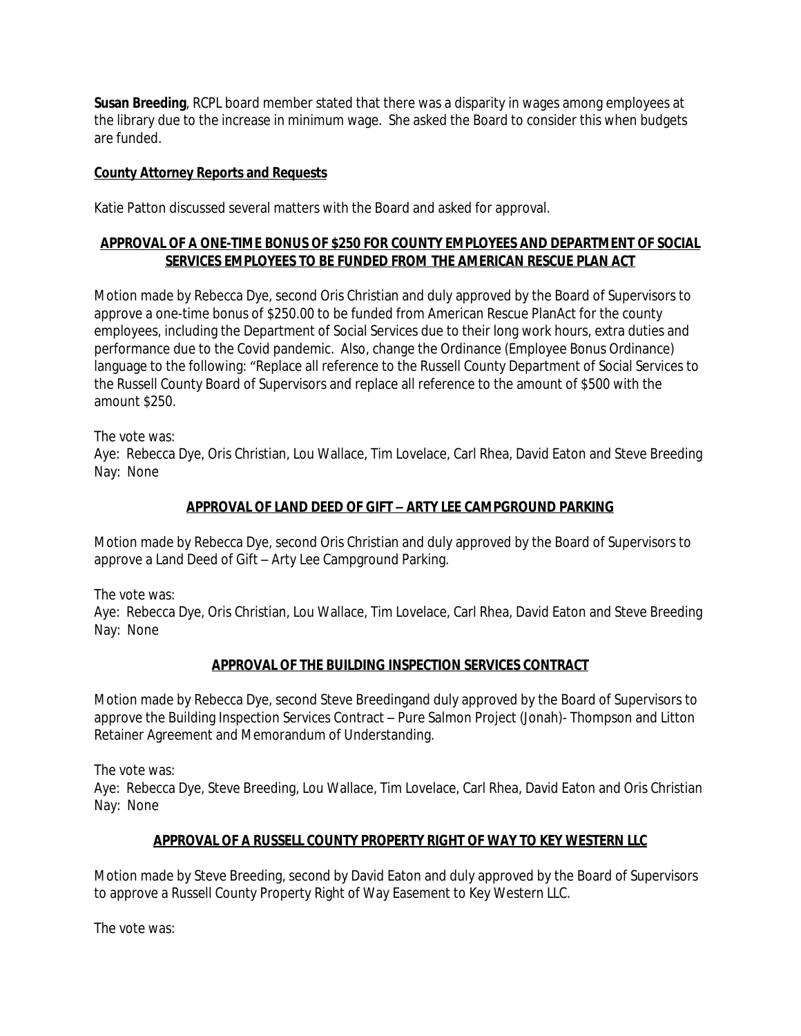**Susan Breeding**, RCPL board member stated that there was a disparity in wages among employees at the library due to the increase in minimum wage. She asked the Board to consider this when budgets are funded.

**County Attorney Reports and Requests**

Katie Patton discussed several matters with the Board and asked for approval.

**APPROVAL OF A ONE-TIME BONUS OF $250 FOR COUNTY EMPLOYEES AND DEPARTMENT OF SOCIAL SERVICES EMPLOYEES TO BE FUNDED FROM THE AMERICAN RESCUE PLAN ACT**

Motion made by Rebecca Dye, second Oris Christian and duly approved by the Board of Supervisors to approve a one-time bonus of $250.00 to be funded from American Rescue PlanAct for the county employees, including the Department of Social Services due to their long work hours, extra duties and performance due to the Covid pandemic. Also, change the Ordinance (Employee Bonus Ordinance) language to the following: "Replace all reference to the Russell County Department of Social Services to the Russell County Board of Supervisors and replace all reference to the amount of $500 with the amount $250.

The vote was:
Aye: Rebecca Dye, Oris Christian, Lou Wallace, Tim Lovelace, Carl Rhea, David Eaton and Steve Breeding
Nay: None

**APPROVAL OF LAND DEED OF GIFT – ARTY LEE CAMPGROUND PARKING**

Motion made by Rebecca Dye, second Oris Christian and duly approved by the Board of Supervisors to approve a Land Deed of Gift – Arty Lee Campground Parking.

The vote was:
Aye: Rebecca Dye, Oris Christian, Lou Wallace, Tim Lovelace, Carl Rhea, David Eaton and Steve Breeding
Nay: None

**APPROVAL OF THE BUILDING INSPECTION SERVICES CONTRACT**

Motion made by Rebecca Dye, second Steve Breedingand duly approved by the Board of Supervisors to approve the Building Inspection Services Contract – Pure Salmon Project (Jonah)- Thompson and Litton Retainer Agreement and Memorandum of Understanding.

The vote was:
Aye: Rebecca Dye, Steve Breeding, Lou Wallace, Tim Lovelace, Carl Rhea, David Eaton and Oris Christian
Nay: None

**APPROVAL OF A RUSSELL COUNTY PROPERTY RIGHT OF WAY TO KEY WESTERN LLC**

Motion made by Steve Breeding, second by David Eaton and duly approved by the Board of Supervisors to approve a Russell County Property Right of Way Easement to Key Western LLC.

The vote was: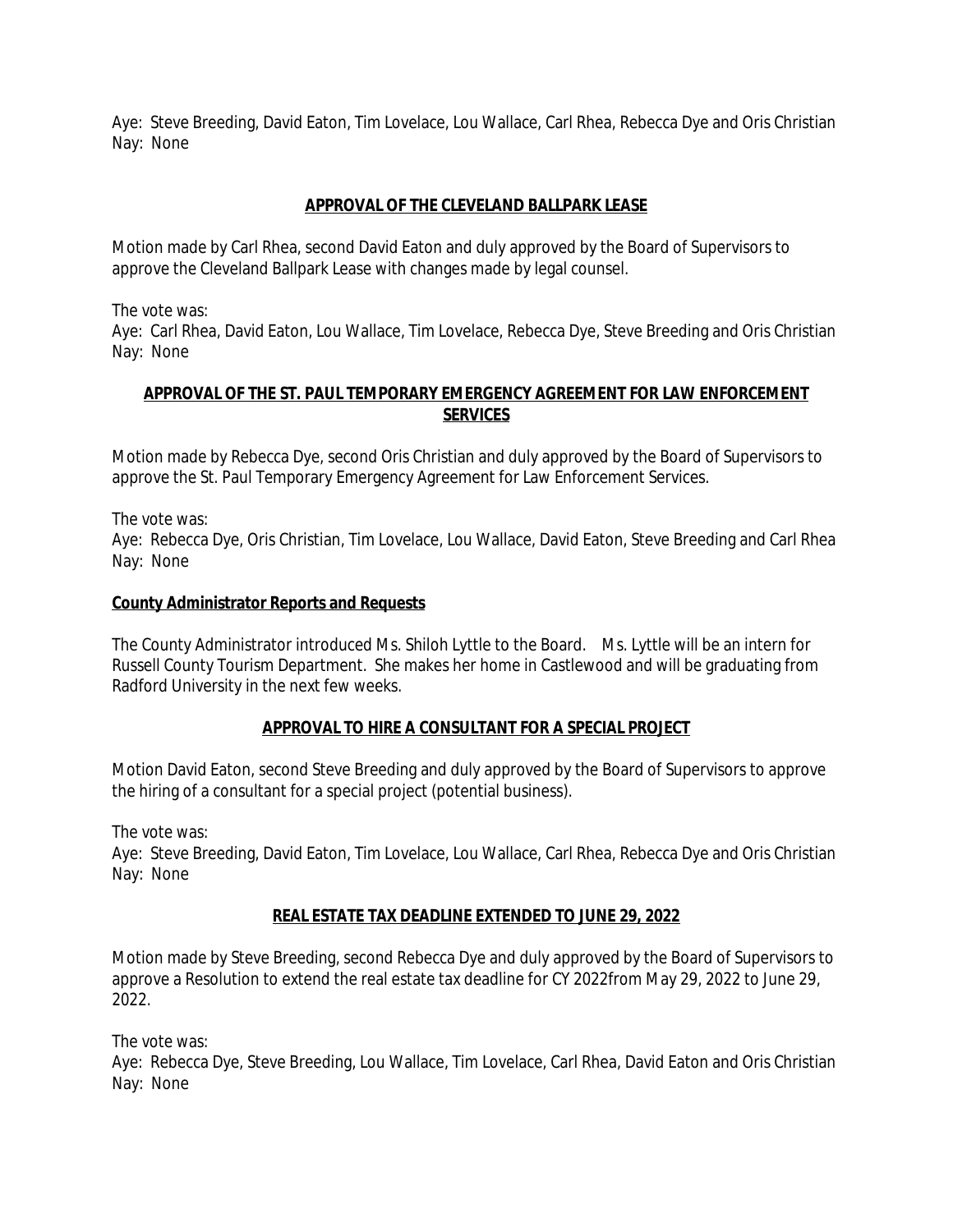Aye: Steve Breeding, David Eaton, Tim Lovelace, Lou Wallace, Carl Rhea, Rebecca Dye and Oris Christian
Nay: None

## APPROVAL OF THE CLEVELAND BALLPARK LEASE

Motion made by Carl Rhea, second David Eaton and duly approved by the Board of Supervisors to approve the Cleveland Ballpark Lease with changes made by legal counsel.

The vote was:
Aye: Carl Rhea, David Eaton, Lou Wallace, Tim Lovelace, Rebecca Dye, Steve Breeding and Oris Christian
Nay: None

## APPROVAL OF THE ST. PAUL TEMPORARY EMERGENCY AGREEMENT FOR LAW ENFORCEMENT SERVICES

Motion made by Rebecca Dye, second Oris Christian and duly approved by the Board of Supervisors to approve the St. Paul Temporary Emergency Agreement for Law Enforcement Services.

The vote was:
Aye: Rebecca Dye, Oris Christian, Tim Lovelace, Lou Wallace, David Eaton, Steve Breeding and Carl Rhea
Nay: None

## County Administrator Reports and Requests

The County Administrator introduced Ms. Shiloh Lyttle to the Board. Ms. Lyttle will be an intern for Russell County Tourism Department. She makes her home in Castlewood and will be graduating from Radford University in the next few weeks.

## APPROVAL TO HIRE A CONSULTANT FOR A SPECIAL PROJECT

Motion David Eaton, second Steve Breeding and duly approved by the Board of Supervisors to approve the hiring of a consultant for a special project (potential business).

The vote was:
Aye: Steve Breeding, David Eaton, Tim Lovelace, Lou Wallace, Carl Rhea, Rebecca Dye and Oris Christian
Nay: None

## REAL ESTATE TAX DEADLINE EXTENDED TO JUNE 29, 2022

Motion made by Steve Breeding, second Rebecca Dye and duly approved by the Board of Supervisors to approve a Resolution to extend the real estate tax deadline for CY 2022from May 29, 2022 to June 29, 2022.

The vote was:
Aye: Rebecca Dye, Steve Breeding, Lou Wallace, Tim Lovelace, Carl Rhea, David Eaton and Oris Christian
Nay: None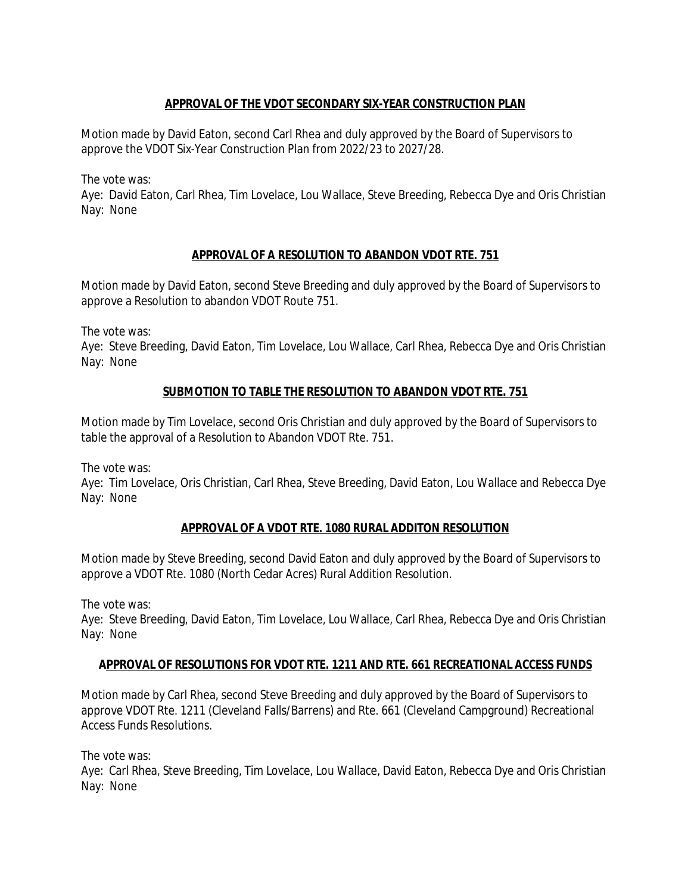**APPROVAL OF THE VDOT SECONDARY SIX-YEAR CONSTRUCTION PLAN**

Motion made by David Eaton, second Carl Rhea and duly approved by the Board of Supervisors to approve the VDOT Six-Year Construction Plan from 2022/23 to 2027/28.

The vote was:
Aye: David Eaton, Carl Rhea, Tim Lovelace, Lou Wallace, Steve Breeding, Rebecca Dye and Oris Christian
Nay: None

**APPROVAL OF A RESOLUTION TO ABANDON VDOT RTE. 751**

Motion made by David Eaton, second Steve Breeding and duly approved by the Board of Supervisors to approve a Resolution to abandon VDOT Route 751.

The vote was:
Aye: Steve Breeding, David Eaton, Tim Lovelace, Lou Wallace, Carl Rhea, Rebecca Dye and Oris Christian
Nay: None

**SUBMOTION TO TABLE THE RESOLUTION TO ABANDON VDOT RTE. 751**

Motion made by Tim Lovelace, second Oris Christian and duly approved by the Board of Supervisors to table the approval of a Resolution to Abandon VDOT Rte. 751.

The vote was:
Aye: Tim Lovelace, Oris Christian, Carl Rhea, Steve Breeding, David Eaton, Lou Wallace and Rebecca Dye
Nay: None

**APPROVAL OF A VDOT RTE. 1080 RURAL ADDITON RESOLUTION**

Motion made by Steve Breeding, second David Eaton and duly approved by the Board of Supervisors to approve a VDOT Rte. 1080 (North Cedar Acres) Rural Addition Resolution.

The vote was:
Aye: Steve Breeding, David Eaton, Tim Lovelace, Lou Wallace, Carl Rhea, Rebecca Dye and Oris Christian
Nay: None

**APPROVAL OF RESOLUTIONS FOR VDOT RTE. 1211 AND RTE. 661 RECREATIONAL ACCESS FUNDS**

Motion made by Carl Rhea, second Steve Breeding and duly approved by the Board of Supervisors to approve VDOT Rte. 1211 (Cleveland Falls/Barrens) and Rte. 661 (Cleveland Campground) Recreational Access Funds Resolutions.

The vote was:
Aye: Carl Rhea, Steve Breeding, Tim Lovelace, Lou Wallace, David Eaton, Rebecca Dye and Oris Christian
Nay: None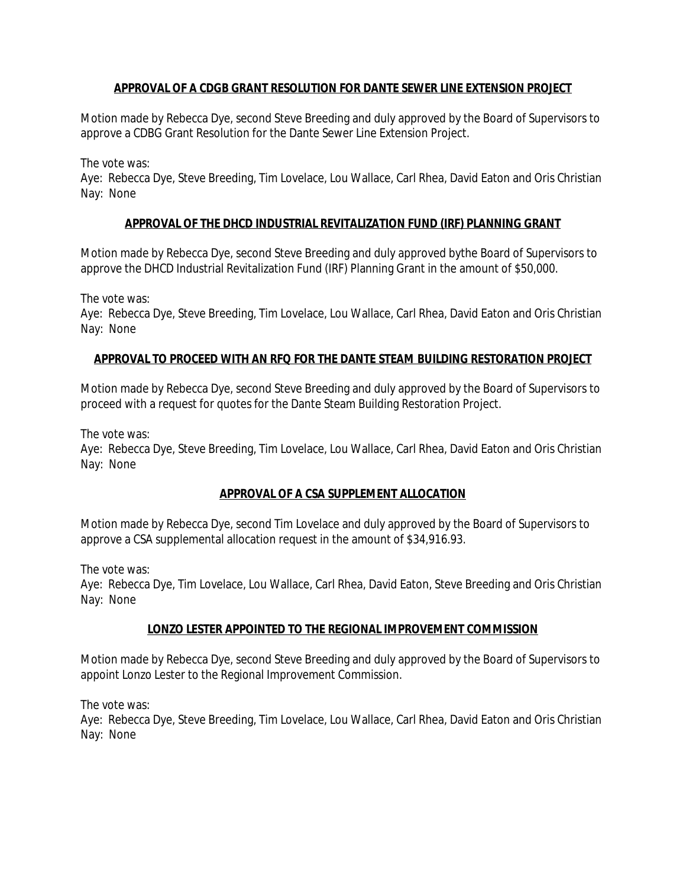**APPROVAL OF A CDGB GRANT RESOLUTION FOR DANTE SEWER LINE EXTENSION PROJECT**

Motion made by Rebecca Dye, second Steve Breeding and duly approved by the Board of Supervisors to approve a CDBG Grant Resolution for the Dante Sewer Line Extension Project.

The vote was:
Aye: Rebecca Dye, Steve Breeding, Tim Lovelace, Lou Wallace, Carl Rhea, David Eaton and Oris Christian
Nay: None

**APPROVAL OF THE DHCD INDUSTRIAL REVITALIZATION FUND (IRF) PLANNING GRANT**

Motion made by Rebecca Dye, second Steve Breeding and duly approved bythe Board of Supervisors to approve the DHCD Industrial Revitalization Fund (IRF) Planning Grant in the amount of $50,000.

The vote was:
Aye: Rebecca Dye, Steve Breeding, Tim Lovelace, Lou Wallace, Carl Rhea, David Eaton and Oris Christian
Nay: None

**APPROVAL TO PROCEED WITH AN RFQ FOR THE DANTE STEAM BUILDING RESTORATION PROJECT**

Motion made by Rebecca Dye, second Steve Breeding and duly approved by the Board of Supervisors to proceed with a request for quotes for the Dante Steam Building Restoration Project.

The vote was:
Aye: Rebecca Dye, Steve Breeding, Tim Lovelace, Lou Wallace, Carl Rhea, David Eaton and Oris Christian
Nay: None

**APPROVAL OF A CSA SUPPLEMENT ALLOCATION**

Motion made by Rebecca Dye, second Tim Lovelace and duly approved by the Board of Supervisors to approve a CSA supplemental allocation request in the amount of $34,916.93.

The vote was:
Aye: Rebecca Dye, Tim Lovelace, Lou Wallace, Carl Rhea, David Eaton, Steve Breeding and Oris Christian
Nay: None

**LONZO LESTER APPOINTED TO THE REGIONAL IMPROVEMENT COMMISSION**

Motion made by Rebecca Dye, second Steve Breeding and duly approved by the Board of Supervisors to appoint Lonzo Lester to the Regional Improvement Commission.

The vote was:
Aye: Rebecca Dye, Steve Breeding, Tim Lovelace, Lou Wallace, Carl Rhea, David Eaton and Oris Christian
Nay: None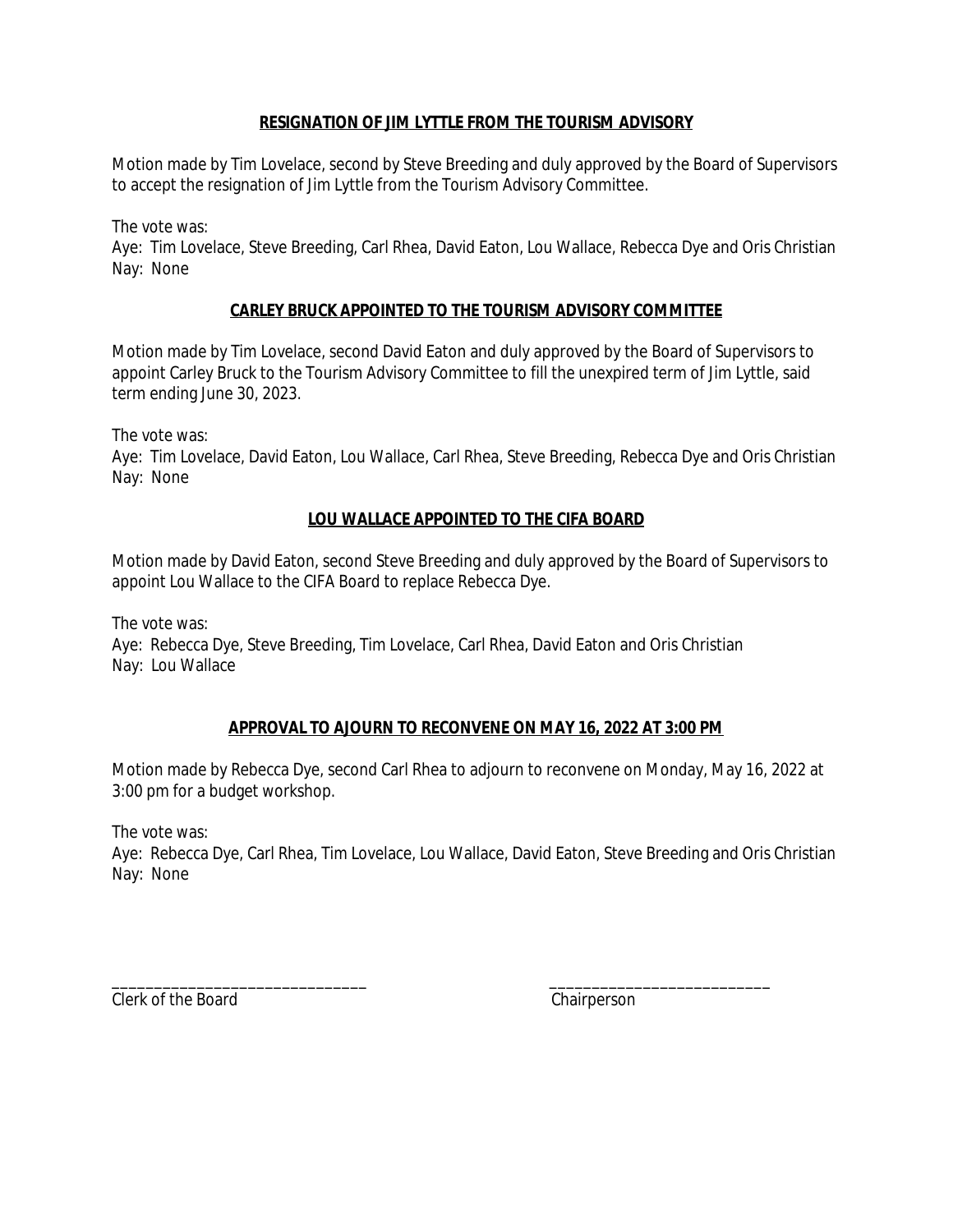**RESIGNATION OF JIM LYTTLE FROM THE TOURISM ADVISORY**

Motion made by Tim Lovelace, second by Steve Breeding and duly approved by the Board of Supervisors to accept the resignation of Jim Lyttle from the Tourism Advisory Committee.

The vote was:
Aye: Tim Lovelace, Steve Breeding, Carl Rhea, David Eaton, Lou Wallace, Rebecca Dye and Oris Christian
Nay: None

**CARLEY BRUCK APPOINTED TO THE TOURISM ADVISORY COMMITTEE**

Motion made by Tim Lovelace, second David Eaton and duly approved by the Board of Supervisors to appoint Carley Bruck to the Tourism Advisory Committee to fill the unexpired term of Jim Lyttle, said term ending June 30, 2023.

The vote was:
Aye: Tim Lovelace, David Eaton, Lou Wallace, Carl Rhea, Steve Breeding, Rebecca Dye and Oris Christian
Nay: None

**LOU WALLACE APPOINTED TO THE CIFA BOARD**

Motion made by David Eaton, second Steve Breeding and duly approved by the Board of Supervisors to appoint Lou Wallace to the CIFA Board to replace Rebecca Dye.

The vote was:
Aye: Rebecca Dye, Steve Breeding, Tim Lovelace, Carl Rhea, David Eaton and Oris Christian
Nay: Lou Wallace

**APPROVAL TO AJOURN TO RECONVENE ON MAY 16, 2022 AT 3:00 PM**

Motion made by Rebecca Dye, second Carl Rhea to adjourn to reconvene on Monday, May 16, 2022 at 3:00 pm for a budget workshop.

The vote was:
Aye: Rebecca Dye, Carl Rhea, Tim Lovelace, Lou Wallace, David Eaton, Steve Breeding and Oris Christian
Nay: None

______________________________ ______________________________
Clerk of the Board Chairperson